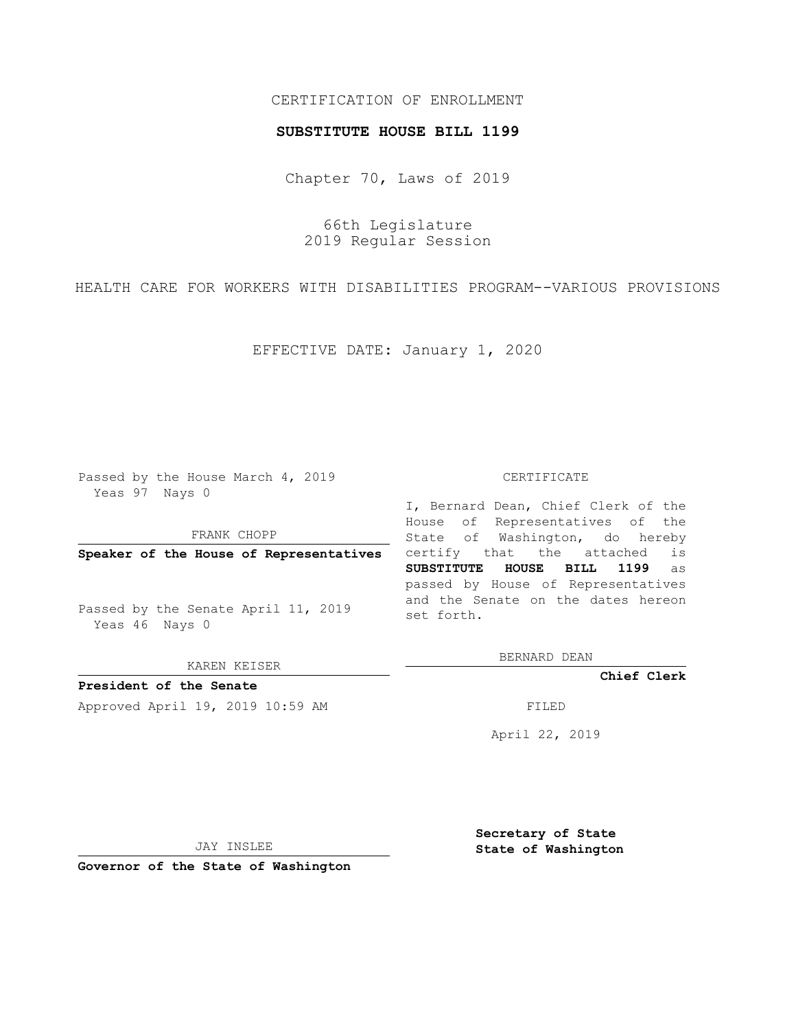CERTIFICATION OF ENROLLMENT

**SUBSTITUTE HOUSE BILL 1199**

Chapter 70, Laws of 2019

66th Legislature
2019 Regular Session

HEALTH CARE FOR WORKERS WITH DISABILITIES PROGRAM--VARIOUS PROVISIONS

EFFECTIVE DATE: January 1, 2020

Passed by the House March 4, 2019
Yeas 97 Nays 0

FRANK CHOPP

**Speaker of the House of Representatives**

Passed by the Senate April 11, 2019
Yeas 46 Nays 0

KAREN KEISER

**President of the Senate**

Approved April 19, 2019 10:59 AM

JAY INSLEE

**Governor of the State of Washington**

CERTIFICATE

I, Bernard Dean, Chief Clerk of the House of Representatives of the State of Washington, do hereby certify that the attached is **SUBSTITUTE HOUSE BILL 1199** as passed by House of Representatives and the Senate on the dates hereon set forth.

BERNARD DEAN

**Chief Clerk**

FILED

April 22, 2019

**Secretary of State**
**State of Washington**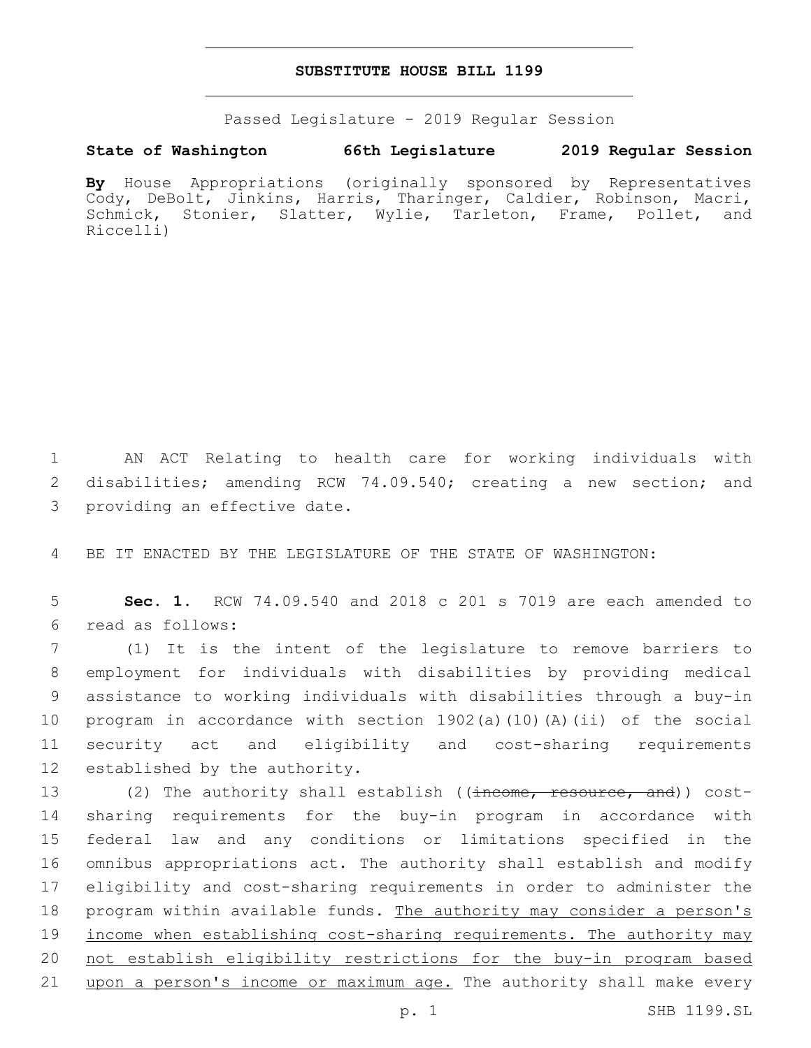# SUBSTITUTE HOUSE BILL 1199

Passed Legislature - 2019 Regular Session

**State of Washington 66th Legislature 2019 Regular Session**

**By** House Appropriations (originally sponsored by Representatives Cody, DeBolt, Jinkins, Harris, Tharinger, Caldier, Robinson, Macri, Schmick, Stonier, Slatter, Wylie, Tarleton, Frame, Pollet, and Riccelli)

1 AN ACT Relating to health care for working individuals with 2 disabilities; amending RCW 74.09.540; creating a new section; and 3 providing an effective date.

4 BE IT ENACTED BY THE LEGISLATURE OF THE STATE OF WASHINGTON:

5 **Sec. 1.** RCW 74.09.540 and 2018 c 201 s 7019 are each amended to 6 read as follows:

7 (1) It is the intent of the legislature to remove barriers to 8 employment for individuals with disabilities by providing medical 9 assistance to working individuals with disabilities through a buy-in 10 program in accordance with section 1902(a)(10)(A)(ii) of the social 11 security act and eligibility and cost-sharing requirements 12 established by the authority.

13 (2) The authority shall establish ((~~income, resource, and~~)) cost-14 sharing requirements for the buy-in program in accordance with 15 federal law and any conditions or limitations specified in the 16 omnibus appropriations act. The authority shall establish and modify 17 eligibility and cost-sharing requirements in order to administer the 18 program within available funds. <u>The authority may consider a person's 19 income when establishing cost-sharing requirements. The authority may 20 not establish eligibility restrictions for the buy-in program based 21 upon a person's income or maximum age.</u> The authority shall make every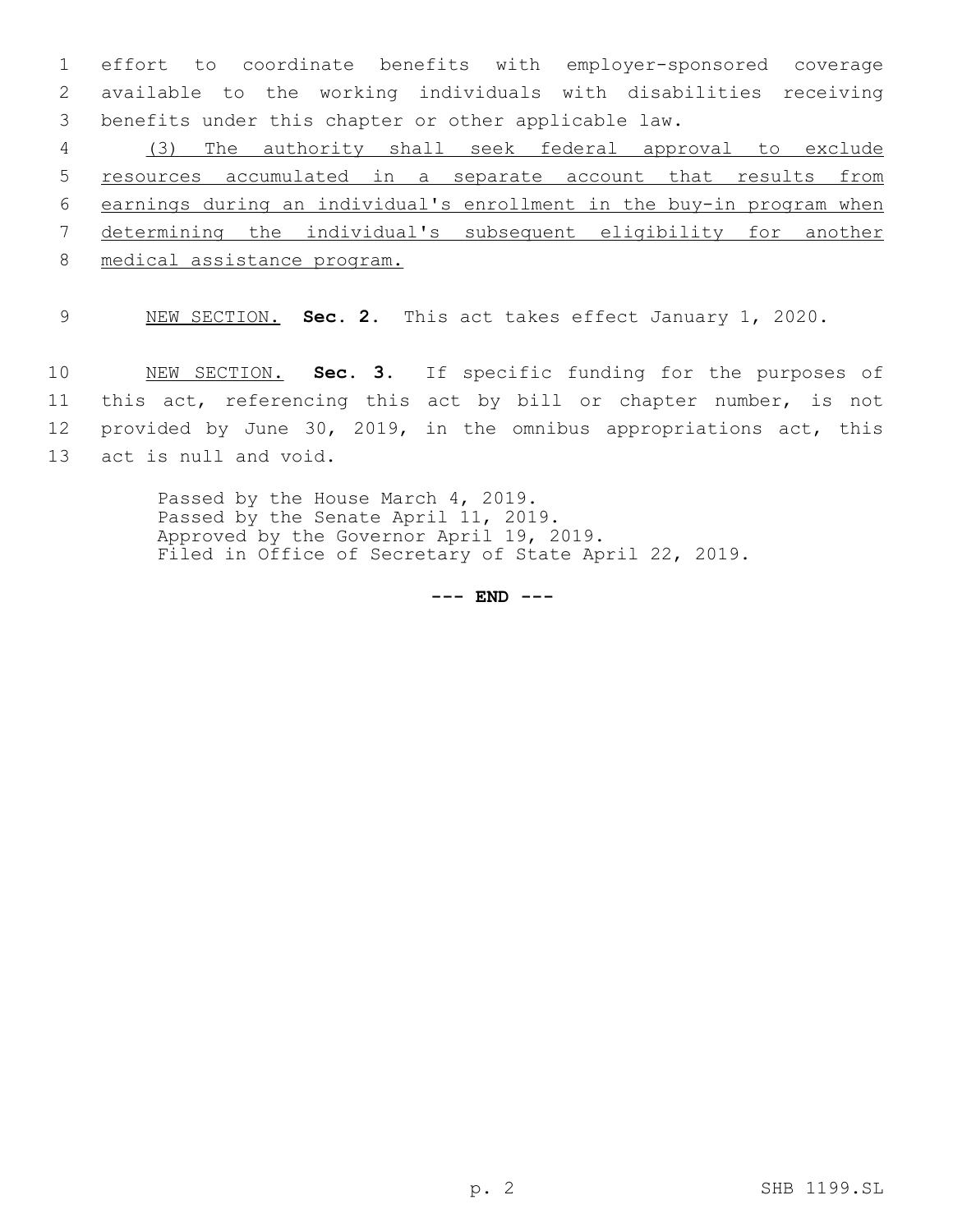effort to coordinate benefits with employer-sponsored coverage available to the working individuals with disabilities receiving benefits under this chapter or other applicable law.

(3) The authority shall seek federal approval to exclude resources accumulated in a separate account that results from earnings during an individual's enrollment in the buy-in program when determining the individual's subsequent eligibility for another medical assistance program.

NEW SECTION. **Sec. 2.** This act takes effect January 1, 2020.

NEW SECTION. **Sec. 3.** If specific funding for the purposes of this act, referencing this act by bill or chapter number, is not provided by June 30, 2019, in the omnibus appropriations act, this act is null and void.

Passed by the House March 4, 2019.
Passed by the Senate April 11, 2019.
Approved by the Governor April 19, 2019.
Filed in Office of Secretary of State April 22, 2019.

**--- END ---**